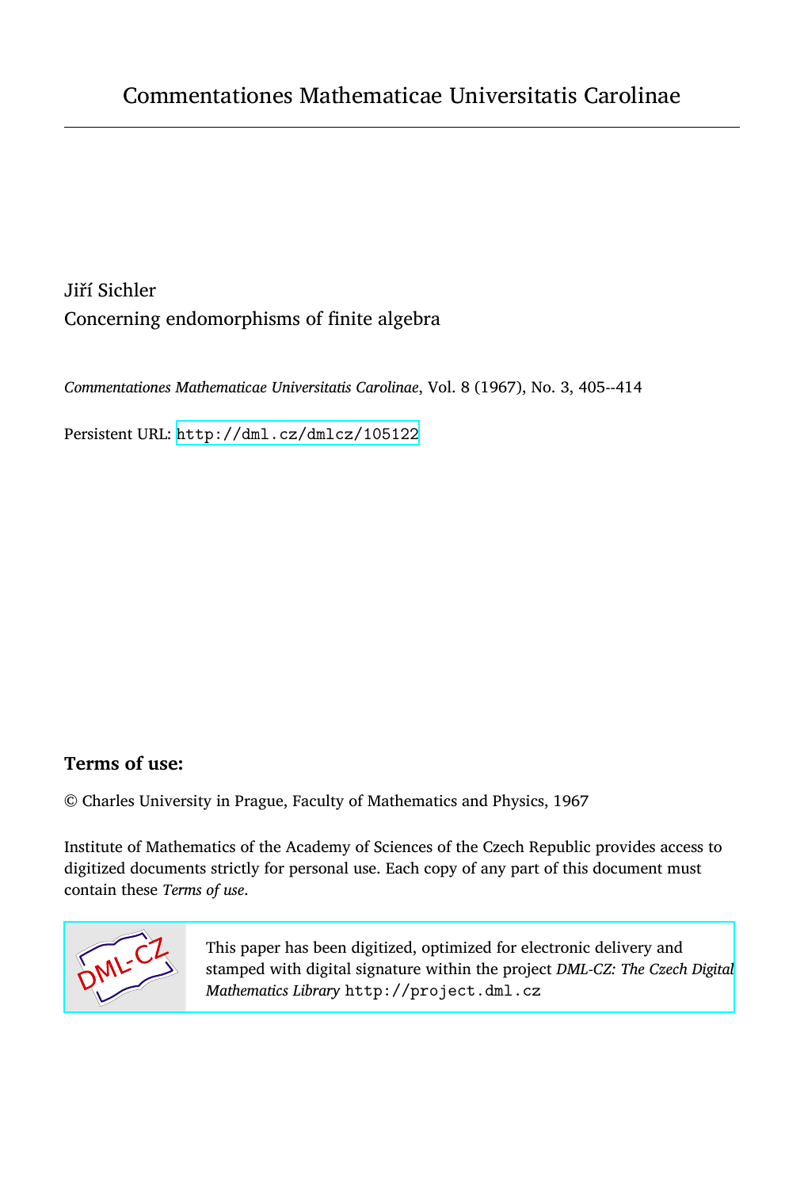Commentationes Mathematicae Universitatis Carolinae

Jiří Sichler

Concerning endomorphisms of finite algebra

*Commentationes Mathematicae Universitatis Carolinae*, Vol. 8 (1967), No. 3, 405--414

Persistent URL: http://dml.cz/dmlcz/105122

**Terms of use:**

© Charles University in Prague, Faculty of Mathematics and Physics, 1967

Institute of Mathematics of the Academy of Sciences of the Czech Republic provides access to digitized documents strictly for personal use. Each copy of any part of this document must contain these *Terms of use*.

This paper has been digitized, optimized for electronic delivery and stamped with digital signature within the project *DML-CZ: The Czech Digital Mathematics Library* http://project.dml.cz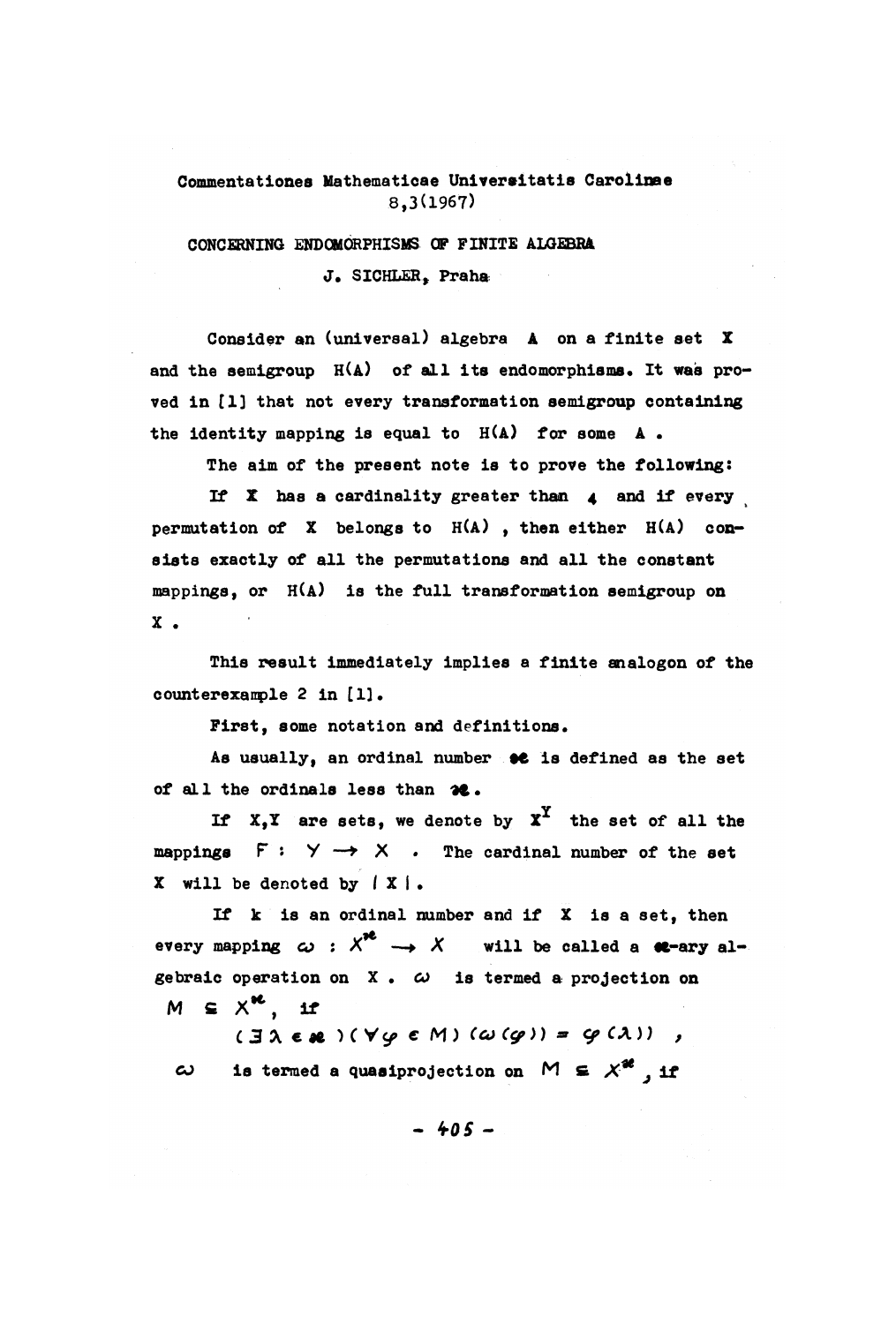Commentationes Mathematicae Universitatis Carolinae
8,3(1967)

# CONCERNING ENDOMORPHISMS OF FINITE ALGEBRA

J. SICHLER, Praha

Consider an (universal) algebra $A$ on a finite set $X$ and the semigroup $H(A)$ of all its endomorphisms. It was proved in [1] that not every transformation semigroup containing the identity mapping is equal to $H(A)$ for some $A$.

The aim of the present note is to prove the following:

If $X$ has a cardinality greater than $4$ and if every permutation of $X$ belongs to $H(A)$, then either $H(A)$ consists exactly of all the permutations and all the constant mappings, or $H(A)$ is the full transformation semigroup on $X$.

This result immediately implies a finite analogon of the counterexample 2 in [1].

First, some notation and definitions.

As usually, an ordinal number $\varkappa$ is defined as the set of all the ordinals less than $\varkappa$.

If $X, Y$ are sets, we denote by $X^Y$ the set of all the mappings $F : Y \rightarrow X$. The cardinal number of the set $X$ will be denoted by $|X|$.

If $k$ is an ordinal number and if $X$ is a set, then every mapping $\omega : X^{\varkappa} \rightarrow X$ will be called a $\varkappa$-ary algebraic operation on $X$. $\omega$ is termed a projection on $M \subseteq X^{\varkappa}$, if

$$(\exists \lambda \in \varkappa)(\forall \varphi \in M)\,(\omega(\varphi)) = \varphi(\lambda)) \;,$$

$\omega$ is termed a quasiprojection on $M \subseteq X^{\varkappa}$, if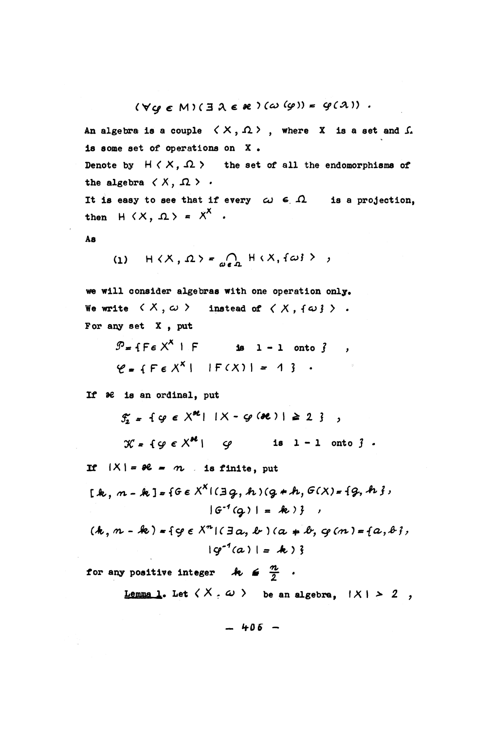$$(\forall \varphi \in M)(\exists \lambda \in \varkappa)(\omega(\varphi)) = \varphi(\lambda)) .$$

An algebra is a couple $\langle X, \Omega \rangle$, where $X$ is a set and $\Omega$ is some set of operations on $X$.

Denote by $H\langle X, \Omega \rangle$ the set of all the endomorphisms of the algebra $\langle X, \Omega \rangle$.

It is easy to see that if every $\omega \in \Omega$ is a projection, then $H\langle X, \Omega \rangle = X^X$.

As

$$(1) \quad H\langle X, \Omega \rangle = \bigcap_{\omega \in \Omega} H\langle X, \{\omega\} \rangle ,$$

we will consider algebras with one operation only.

We write $\langle X, \omega \rangle$ instead of $\langle X, \{\omega\} \rangle$.

For any set $X$, put

$$\mathcal{P} = \{F \in X^X \mid F \text{ is } 1-1 \text{ onto}\} ,$$

$$\mathcal{C} = \{F \in X^X \mid |F(X)| = 1\} .$$

If $\varkappa$ is an ordinal, put

$$\mathcal{F}_2 = \{\varphi \in X^{\varkappa} \mid |X - \varphi(\varkappa)| \geq 2\} ,$$

$$\mathcal{K} = \{\varphi \in X^{\varkappa} \mid \varphi \text{ is } 1-1 \text{ onto}\} .$$

If $|X| = \varkappa = n$ is finite, put

$$[k, n-k] = \{G \in X^X \mid (\exists g, h)(g \neq h, G(X) = \{g, h\}, |G^{-1}(g)| = k)\} ,$$

$$(k, n-k) = \{\varphi \in X^n \mid (\exists a, b)(a \neq b, \varphi(n) = \{a, b\}, |\varphi^{-1}(a)| = k)\}$$

for any positive integer $k \leq \frac{n}{2}$.

**Lemma 1.** Let $\langle X, \omega \rangle$ be an algebra, $|X| > 2$,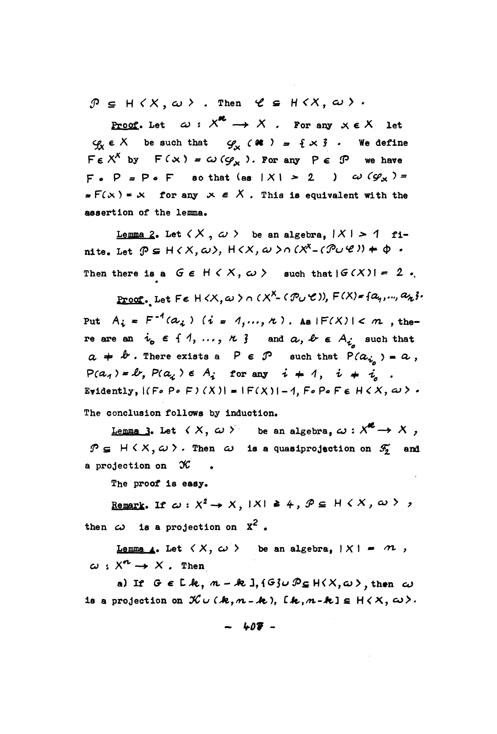$\mathcal{P} \subseteq H\langle X, \omega\rangle$ . Then $\mathcal{C} \subseteq H\langle X, \omega\rangle$ .

**Proof.** Let $\omega : X^{\varkappa} \to X$ . For any $x \in X$ let $\varphi_x \in X$ be such that $\varphi_x(\varkappa) = \{x\}$ . We define $F \in X^X$ by $F(x) = \omega(\varphi_x)$. For any $P \in \mathcal{P}$ we have $F \circ P = P \circ F$ so that (as $|X| > 2$ ) $\omega(\varphi_x) = F(x) = x$ for any $x \in X$ . This is equivalent with the assertion of the lemma.

**Lemma 2.** Let $\langle X, \omega\rangle$ be an algebra, $|X| > 1$ finite. Let $\mathcal{P} \subseteq H\langle X, \omega\rangle$, $H\langle X, \omega\rangle \cap (X^X - (\mathcal{P} \cup \mathcal{C})) \neq \emptyset$ . Then there is a $G \in H\langle X, \omega\rangle$ such that $|G(X)| = 2$ .

**Proof.** Let $F \in H\langle X, \omega\rangle \cap (X^X - (\mathcal{P} \cup \mathcal{C}))$, $F(X) = \{a_1, \dots, a_k\}$. Put $A_i = F^{-1}(a_i)$ $(i = 1, \dots, k)$ . As $|F(X)| < n$ , there are an $i_0 \in \{1, \dots, k\}$ and $a, b \in A_{i_0}$ such that $a \neq b$ . There exists a $P \in \mathcal{P}$ such that $P(a_{i_0}) = a$ , $P(a_1) = b$, $P(a_i) \in A_i$ for any $i \neq 1$, $i \neq i_0$ . Evidently, $|(F \circ P \circ F)(X)| = |F(X)| - 1$, $F \circ P \circ F \in H\langle X, \omega\rangle$ . The conclusion follows by induction.

**Lemma 3.** Let $\langle X, \omega\rangle$ be an algebra, $\omega : X^{\varkappa} \to X$ , $\mathcal{P} \subseteq H\langle X, \omega\rangle$ . Then $\omega$ is a quasiprojection on $\mathcal{F}_2$ and a projection on $\mathcal{K}$ .

The proof is easy.

**Remark.** If $\omega : X^2 \to X$, $|X| \geq 4$, $\mathcal{P} \subseteq H\langle X, \omega\rangle$ , then $\omega$ is a projection on $X^2$ .

**Lemma 4.** Let $\langle X, \omega\rangle$ be an algebra, $|X| = n$ , $\omega : X^n \to X$ . Then

a) If $G \in [k, n-k]$, $\{G\} \cup \mathcal{P} \subseteq H\langle X, \omega\rangle$, then $\omega$ is a projection on $\mathcal{K} \cup (k, n-k)$, $[k, n-k] \subseteq H\langle X, \omega\rangle$.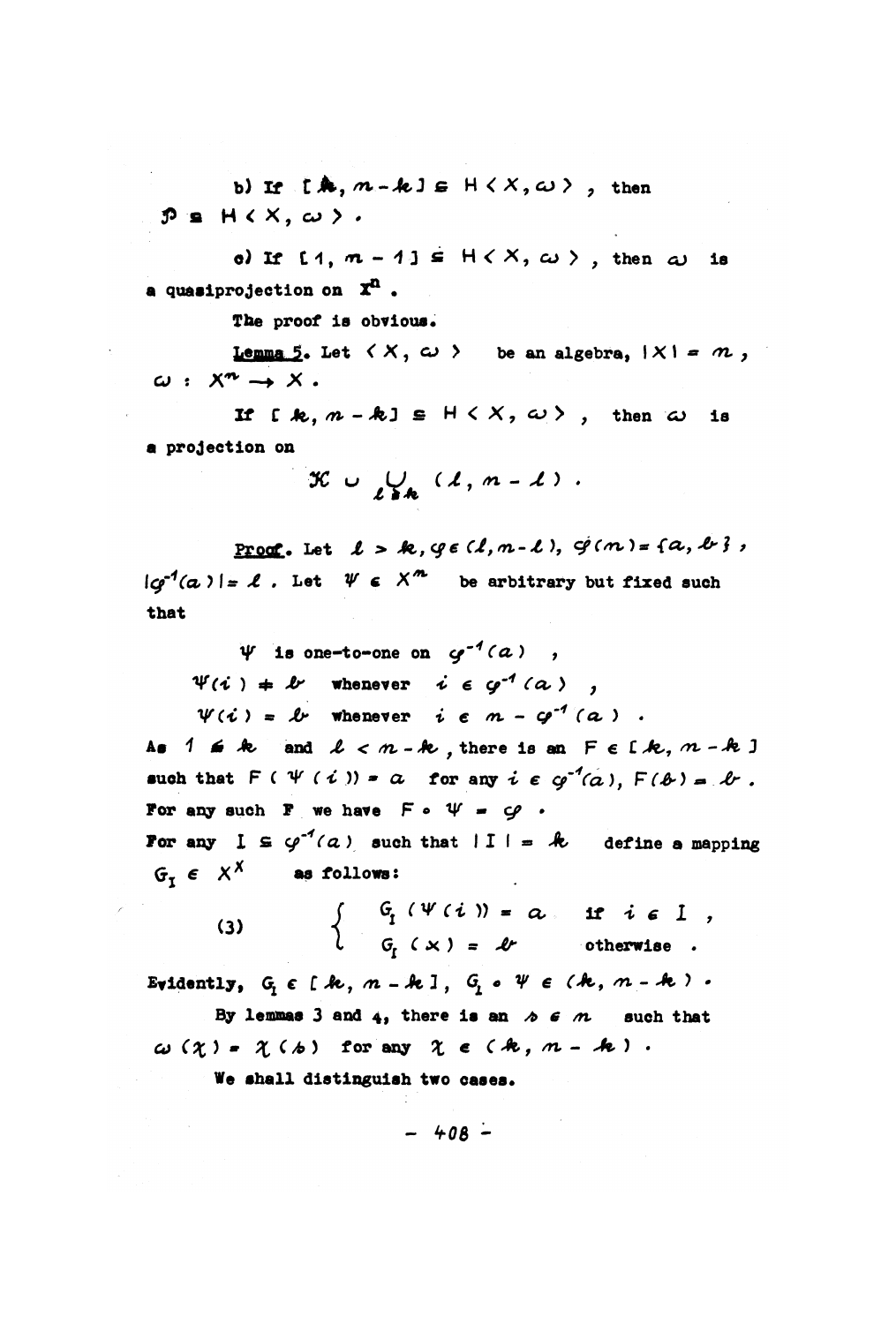b) If $[k, n-k] \subseteq H\langle X, \omega\rangle$, then $\mathcal{P} \subseteq H\langle X, \omega\rangle$.

c) If $[1, n-1] \subseteq H\langle X, \omega\rangle$, then $\omega$ is a quasiprojection on $X^n$.

The proof is obvious.

Lemma 5. Let $\langle X, \omega\rangle$ be an algebra, $|X| = n$, $\omega : X^n \to X$.

If $[k, n-k] \subseteq H\langle X, \omega\rangle$, then $\omega$ is a projection on

$$\mathcal{K} \cup \bigcup_{\ell \geq k} (\ell, n-\ell).$$

Proof. Let $\ell > k, \varphi \in (\ell, n-\ell)$, $\varphi(n) = \{a, b\}$, $|\varphi^{-1}(a)| = \ell$. Let $\Psi \in X^n$ be arbitrary but fixed such that

$\Psi$ is one-to-one on $\varphi^{-1}(a)$,

$\Psi(i) \neq b$ whenever $i \in \varphi^{-1}(a)$,

$\Psi(i) = b$ whenever $i \in n - \varphi^{-1}(a)$.

As $1 \leq k$ and $\ell < n-k$, there is an $F \in [k, n-k]$ such that $F(\Psi(i)) = a$ for any $i \in \varphi^{-1}(a)$, $F(b) = b$. For any such $F$ we have $F \circ \Psi = \varphi$.

For any $I \subseteq \varphi^{-1}(a)$ such that $|I| = k$ define a mapping $G_I \in X^X$ as follows:

$$(3) \qquad \begin{cases} G_I(\Psi(i)) = a & \text{if } i \in I, \\ G_I(x) = b & \text{otherwise}. \end{cases}$$

Evidently, $G_I \in [k, n-k]$, $G_I \circ \Psi \in (k, n-k)$.

By lemmas 3 and 4, there is an $s \in n$ such that $\omega(\chi) = \chi(s)$ for any $\chi \in (k, n-k)$.

We shall distinguish two cases.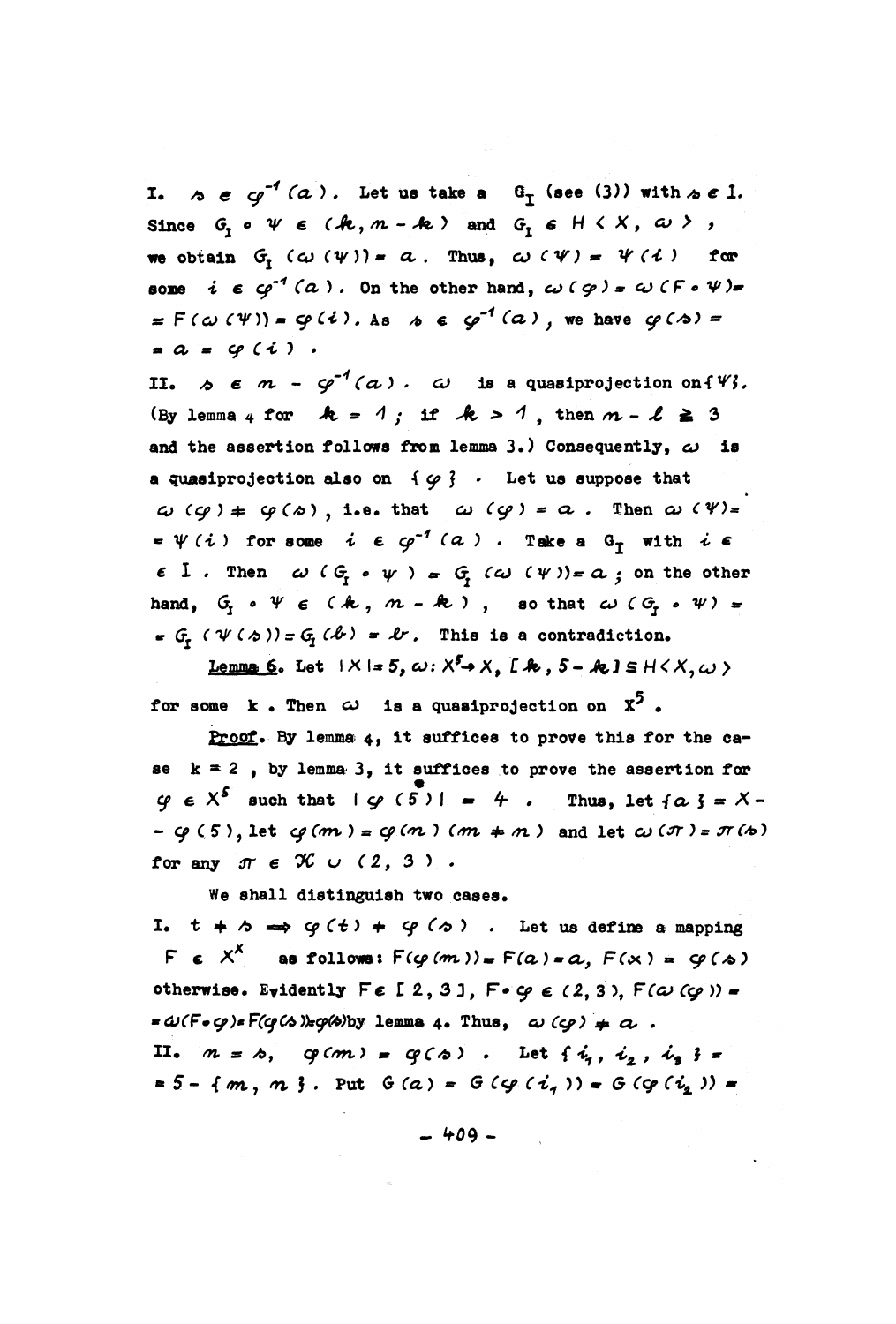I. $s \in \varphi^{-1}(a)$. Let us take a $G_I$ (see (3)) with $s \in I$. Since $G_I \circ \psi \in (k, m-k)$ and $G_I \in H\langle X, \omega\rangle$, we obtain $G_I(\omega(\psi)) = a$. Thus, $\omega(\psi) = \psi(i)$ for some $i \in \varphi^{-1}(a)$. On the other hand, $\omega(\varphi) = \omega(F \circ \psi) = F(\omega(\psi)) = \varphi(i)$. As $s \in \varphi^{-1}(a)$, we have $\varphi(s) = a = \varphi(i)$.

II. $s \in m - \varphi^{-1}(a)$. $\omega$ is a quasiprojection on $\{\psi\}$. (By lemma 4 for $k = 1$; if $k > 1$, then $m - \ell \geq 3$ and the assertion follows from lemma 3.) Consequently, $\omega$ is a quasiprojection also on $\{\varphi\}$. Let us suppose that $\omega(\varphi) \neq \varphi(s)$, i.e. that $\omega(\varphi) = a$. Then $\omega(\psi) = \psi(i)$ for some $i \in \varphi^{-1}(a)$. Take a $G_I$ with $i \in I$. Then $\omega(G_I \circ \psi) = G_I(\omega(\psi)) = a$; on the other hand, $G_I \circ \psi \in (k, m-k)$, so that $\omega(G_I \circ \psi) = G_I(\psi(s)) = G_I(b) = b$. This is a contradiction.

**Lemma 6.** Let $|X| = 5$, $\omega : X^5 \to X$, $[k, 5-k] \subseteq H\langle X, \omega\rangle$ for some $k$. Then $\omega$ is a quasiprojection on $X^5$.

**Proof.** By lemma 4, it suffices to prove this for the case $k = 2$, by lemma 3, it suffices to prove the assertion for $\varphi \in X^5$ such that $|\varphi(5)| = 4$. Thus, let $\{a\} = X - \varphi(5)$, let $\varphi(m) = \varphi(n)$ $(m \neq n)$ and let $\omega(\pi) = \pi(s)$ for any $\pi \in \mathcal{K} \cup (2, 3)$.

We shall distinguish two cases.

I. $t \neq s \Rightarrow \varphi(t) \neq \varphi(s)$. Let us define a mapping $F \in X^X$ as follows: $F(\varphi(m)) = F(a) = a$, $F(x) = \varphi(s)$ otherwise. Evidently $F \in [2, 3]$, $F \circ \varphi \in (2, 3)$, $F(\omega(\varphi)) = \omega(F \circ \varphi) = F(\varphi(s)) = \varphi(s)$ by lemma 4. Thus, $\omega(\varphi) \neq a$.

II. $m = s$, $\varphi(m) = \varphi(s)$. Let $\{i_1, i_2, i_3\} = 5 - \{m, n\}$. Put $G(a) = G(\varphi(i_1)) = G(\varphi(i_2)) =$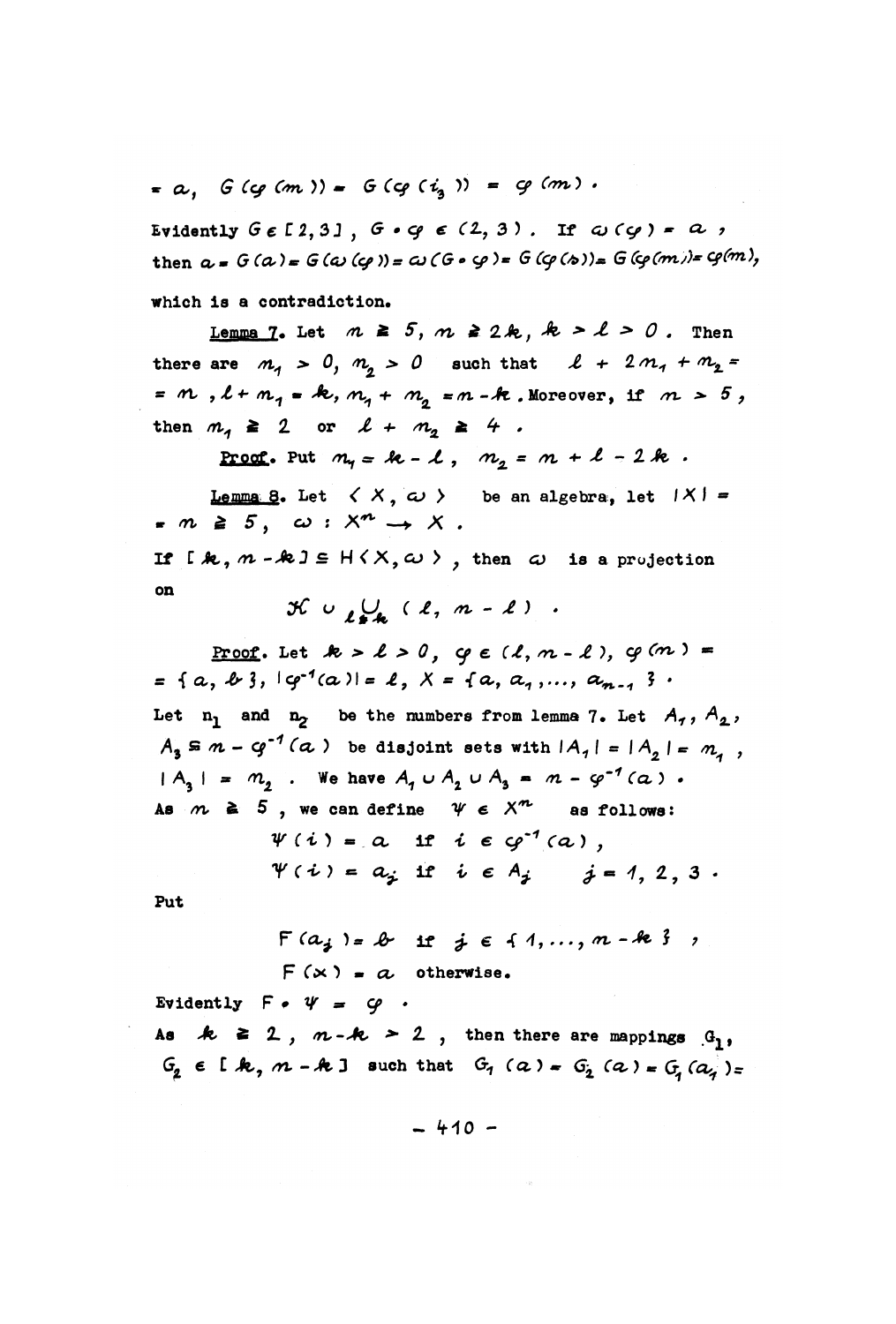$= a,\ G(\varphi(m)) = G(\varphi(i_3)) = \varphi(m)$.

Evidently $G \in [2,3]$, $G \circ \varphi \in (2,3)$. If $\omega(\varphi) = a$, then $a = G(a) = G(\omega(\varphi)) = \omega(G \circ \varphi) = G(\varphi(s)) = G(\varphi(m)) = \varphi(m)$,

which is a contradiction.

**Lemma 7.** Let $n \geq 5$, $n \geq 2k$, $k > l > 0$. Then there are $n_1 > 0$, $n_2 > 0$ such that $l + 2n_1 + n_2 = n$, $l + n_1 = k$, $n_1 + n_2 = n - k$. Moreover, if $n > 5$, then $n_1 \geq 2$ or $l + n_2 \geq 4$.

**Proof.** Put $n_1 = k - l$, $n_2 = n + l - 2k$.

**Lemma 8.** Let $\langle X, \omega \rangle$ be an algebra, let $|X| = n \geq 5$, $\omega : X^n \to X$.

If $[k, n-k] \subseteq H\langle X, \omega \rangle$, then $\omega$ is a projection on

$$\mathcal{K} \cup \bigcup_{l \neq k} (l, n-l).$$

**Proof.** Let $k > l > 0$, $\varphi \in (l, n-l)$, $\varphi(n) = \{a, b\}$, $|\varphi^{-1}(a)| = l$, $X = \{a, a_1, \dots, a_{n-1}\}$.

Let $n_1$ and $n_2$ be the numbers from lemma 7. Let $A_1, A_2, A_3 \subseteq n - \varphi^{-1}(a)$ be disjoint sets with $|A_1| = |A_2| = n_1$, $|A_3| = n_2$. We have $A_1 \cup A_2 \cup A_3 = n - \varphi^{-1}(a)$.

As $n \geq 5$, we can define $\psi \in X^n$ as follows:

$$\psi(i) = a \quad \text{if } i \in \varphi^{-1}(a),$$

$$\psi(i) = a_j \quad \text{if } i \in A_j \quad j = 1, 2, 3.$$

Put

$$F(a_j) = b \quad \text{if } j \in \{1, \dots, n-k\},$$

$$F(x) = a \quad \text{otherwise.}$$

Evidently $F \circ \psi = \varphi$.

As $k \geq 2$, $n - k > 2$, then there are mappings $G_1$, $G_2 \in [k, n-k]$ such that $G_1(a) = G_2(a) = G_1(a_1) =$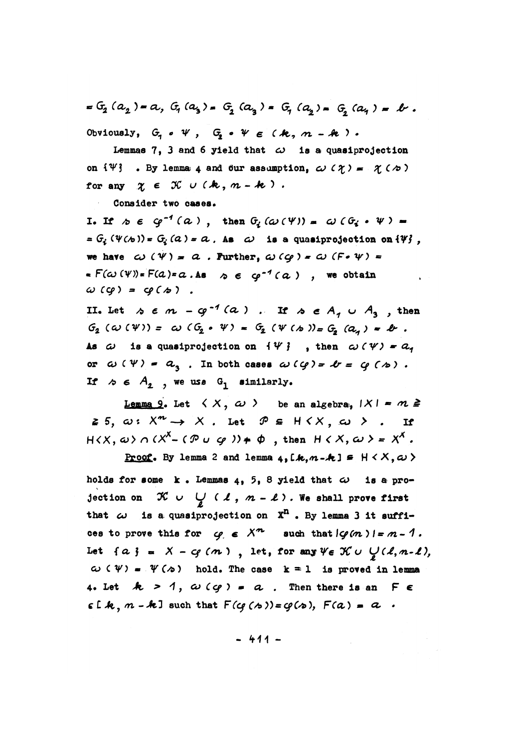$= G_2(a_2) = a$, $G_1(a_3) = G_2(a_3) = G_1(a_2) = G_2(a_1) = b$.

Obviously, $G_1 \circ \psi$, $G_2 \circ \psi \in (k, n-k)$.

Lemmas 7, 3 and 6 yield that $\omega$ is a quasiprojection on $\{\psi\}$. By lemma 4 and our assumption, $\omega(\chi) = \chi(s)$ for any $\chi \in \mathcal{K} \cup (k, n-k)$.

Consider two cases.

I. If $s \in \varphi^{-1}(a)$, then $G_i(\omega(\psi)) = \omega(G_i \circ \psi) = G_i(\psi(s)) = G_i(a) = a$. As $\omega$ is a quasiprojection on $\{\psi\}$, we have $\omega(\psi) = a$. Further, $\omega(\varphi) = \omega(F \circ \psi) = F(\omega(\psi)) = F(a) = a$. As $s \in \varphi^{-1}(a)$, we obtain $\omega(\varphi) = \varphi(s)$.

II. Let $s \in n - \varphi^{-1}(a)$. If $s \in A_1 \cup A_3$, then $G_2(\omega(\psi)) = \omega(G_2 \circ \psi) = G_2(\psi(s)) = G_2(a_1) = b$. As $\omega$ is a quasiprojection on $\{\psi\}$, then $\omega(\psi) = a_1$ or $\omega(\psi) = a_3$. In both cases $\omega(\varphi) = b = \varphi(s)$. If $s \in A_2$, we use $G_1$ similarly.

<u>Lemma 9</u>. Let $\langle X, \omega \rangle$ be an algebra, $|X| = n \geq 5$, $\omega : X^n \to X$. Let $\mathcal{P} \subseteq H\langle X, \omega \rangle$. If $H\langle X, \omega \rangle \cap (X^X - (\mathcal{P} \cup \varphi)) \neq \phi$, then $H\langle X, \omega \rangle = X^X$.

<u>Proof</u>. By lemma 2 and lemma 4, $[k, n-k] \subseteq H\langle X, \omega \rangle$ holds for some $k$. Lemmas 4, 5, 8 yield that $\omega$ is a projection on $\mathcal{K} \cup \bigcup_{\ell} (\ell, n-\ell)$. We shall prove first that $\omega$ is a quasiprojection on $X^n$. By lemma 3 it suffices to prove this for $\varphi \in X^n$ such that $|\varphi(n)| = n-1$. Let $\{a\} = X - \varphi(n)$, let, for any $\psi \in \mathcal{K} \cup \bigcup_{\ell}(\ell, n-\ell)$, $\omega(\psi) = \psi(s)$ hold. The case $k = 1$ is proved in lemma 4. Let $k > 1$, $\omega(\varphi) = a$. Then there is an $F \in [k, n-k]$ such that $F(\varphi(s)) = \varphi(s)$, $F(a) = a$.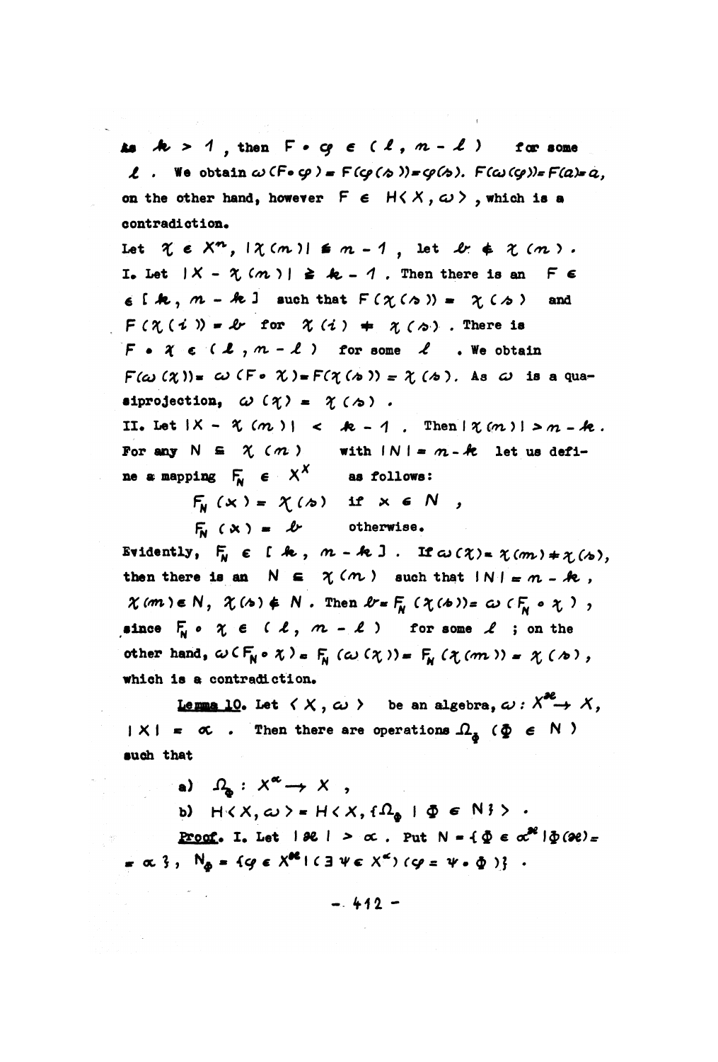As $k > 1$, then $F \circ \varphi \in (\ell, n - \ell)$ for some $\ell$. We obtain $\omega(F \circ \varphi) = F(\varphi(s)) = \varphi(s)$. $F(\omega(\varphi)) = F(a) = a$, on the other hand, however $F \in H\langle X, \omega\rangle$, which is a contradiction.

Let $\chi \in X^n$, $|\chi(n)| \leq n - 1$, let $b \notin \chi(n)$.

I. Let $|X - \chi(n)| \geq k - 1$. Then there is an $F \in [k, n - k]$ such that $F(\chi(s)) = \chi(s)$ and $F(\chi(i)) = b$ for $\chi(i) \neq \chi(s)$. There is $F \circ \chi \in (\ell, n - \ell)$ for some $\ell$. We obtain $F(\omega(\chi)) = \omega(F \circ \chi) = F(\chi(s)) = \chi(s)$. As $\omega$ is a quasiprojection, $\omega(\chi) = \chi(s)$.

II. Let $|X - \chi(n)| < k - 1$. Then $|\chi(n)| > n - k$. For any $N \subseteq \chi(n)$ with $|N| = n - k$ let us define a mapping $F_N \in X^X$ as follows:

$$F_N(x) = \chi(s) \quad \text{if } x \in N,$$

$$F_N(x) = b \quad \text{otherwise.}$$

Evidently, $F_N \in [k, n - k]$. If $\omega(\chi) = \chi(m) \neq \chi(s)$, then there is an $N \subseteq \chi(n)$ such that $|N| = n - k$, $\chi(m) \in N$, $\chi(s) \notin N$. Then $b = F_N(\chi(s)) = \omega(F_N \circ \chi)$, since $F_N \circ \chi \in (\ell, n - \ell)$ for some $\ell$; on the other hand, $\omega(F_N \circ \chi) = F_N(\omega(\chi)) = F_N(\chi(m)) = \chi(s)$, which is a contradiction.

<u>Lemma 10</u>. Let $\langle X, \omega\rangle$ be an algebra, $\omega: X^{\varkappa} \to X$, $|X| = \alpha$. Then there are operations $\Omega_{\Phi}$ $(\Phi \in N)$ such that

a) $\Omega_{\Phi}: X^{\alpha} \to X$,

b) $H\langle X, \omega\rangle = H\langle X, \{\Omega_{\Phi} \mid \Phi \in N\}\rangle$.

<u>Proof</u>. I. Let $|\varkappa| > \alpha$. Put $N = \{\Phi \in \alpha^{\varkappa} \mid \Phi(\varkappa) = \alpha\}$, $N_{\Phi} = \{\varphi \in X^{\varkappa} \mid (\exists \psi \in X^{\alpha})(\varphi = \psi \circ \Phi)\}$.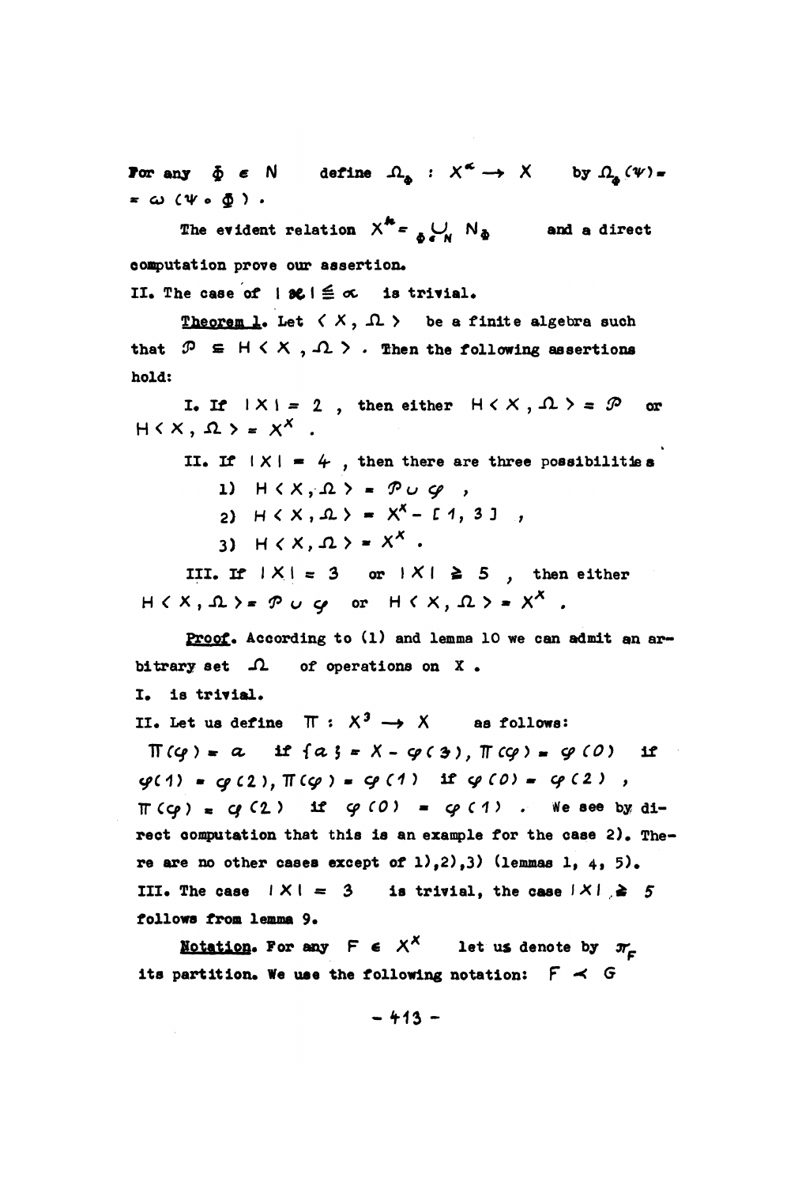For any $\Phi \in N$ define $\Omega_\Phi : X^\alpha \rightarrow X$ by $\Omega_\Phi(\Psi) = \omega(\Psi \circ \Phi)$.

The evident relation $X^k = \bigcup_{\Phi \in N} N_\Phi$ and a direct computation prove our assertion.

II. The case of $|\mathscr{X}| \leqq \alpha$ is trivial.

**Theorem 1.** Let $\langle X, \Omega \rangle$ be a finite algebra such that $\mathcal{P} \subseteq H\langle X, \Omega \rangle$. Then the following assertions hold:

I. If $|X| = 2$, then either $H\langle X, \Omega \rangle = \mathcal{P}$ or $H\langle X, \Omega \rangle = X^X$.

II. If $|X| = 4$, then there are three possibilities

1) $H\langle X, \Omega \rangle = \mathcal{P} \cup \mathcal{G}$,
2) $H\langle X, \Omega \rangle = X^X - [1, 3]$,
3) $H\langle X, \Omega \rangle = X^X$.

III. If $|X| = 3$ or $|X| \geqq 5$, then either $H\langle X, \Omega \rangle = \mathcal{P} \cup \mathcal{G}$ or $H\langle X, \Omega \rangle = X^X$.

**Proof.** According to (1) and lemma 10 we can admit an arbitrary set $\Omega$ of operations on X.

I. is trivial.

II. Let us define $\Pi : X^3 \rightarrow X$ as follows:

$\Pi(\varphi) = a$ if $\{a\} = X - \varphi(3)$, $\Pi(\varphi) = \varphi(0)$ if $\varphi(1) = \varphi(2)$, $\Pi(\varphi) = \varphi(1)$ if $\varphi(0) = \varphi(2)$, $\Pi(\varphi) = \varphi(2)$ if $\varphi(0) = \varphi(1)$. We see by direct computation that this is an example for the case 2). There are no other cases except of 1),2),3) (lemmas 1, 4, 5).

III. The case $|X| = 3$ is trivial, the case $|X| \geqq 5$ follows from lemma 9.

**Notation.** For any $F \in X^X$ let us denote by $\pi_F$ its partition. We use the following notation: $F \prec G$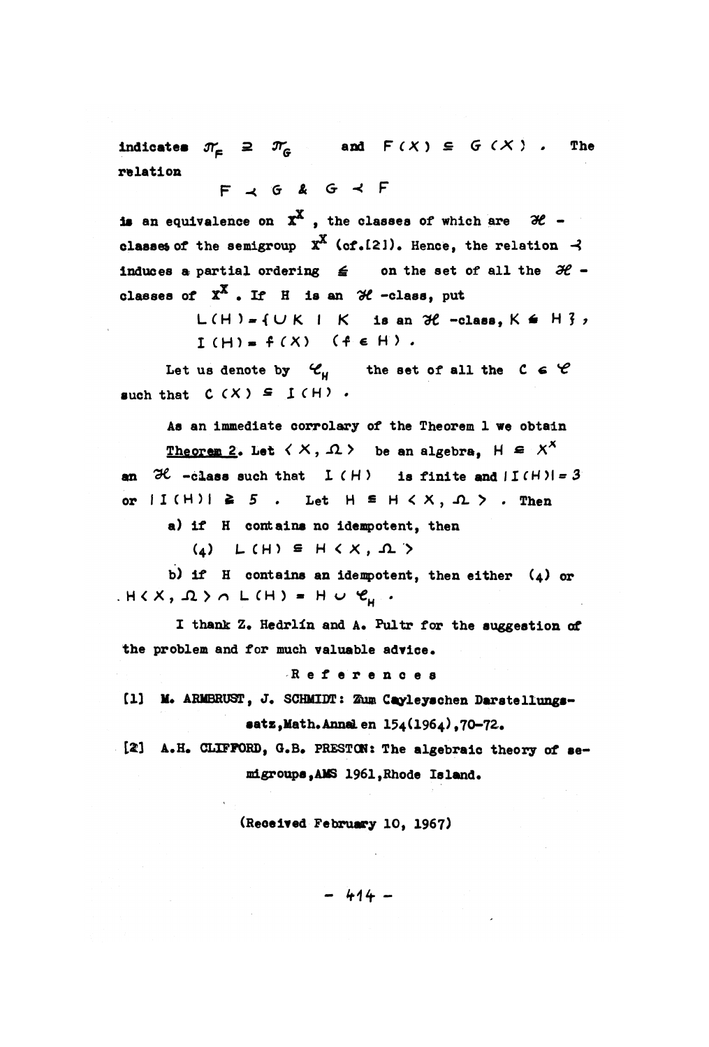indicates $\pi_F \supseteq \pi_G$ and $F(X) \subseteq G(X)$. The relation

$$F \prec G \;\&\; G \prec F$$

is an equivalence on $X^X$, the classes of which are $\mathcal{H}$-classes of the semigroup $X^X$ (cf.[2]). Hence, the relation $\prec$ induces a partial ordering $\leqq$ on the set of all the $\mathcal{H}$-classes of $X^X$. If $H$ is an $\mathcal{H}$-class, put

$$L(H) = \{ \cup K \mid K \text{ is an } \mathcal{H}\text{-class}, K \leqq H \},$$
$$I(H) = f(X) \quad (f \in H).$$

Let us denote by $\mathcal{C}_H$ the set of all the $C \in \mathcal{C}$ such that $C(X) \subseteq I(H)$.

As an immediate corrolary of the Theorem 1 we obtain

Theorem 2. Let $\langle X, \Omega \rangle$ be an algebra, $H \subseteq X^X$ an $\mathcal{H}$-class such that $I(H)$ is finite and $|I(H)| = 3$ or $|I(H)| \geqq 5$. Let $H \subseteq H\langle X, \Omega \rangle$. Then

a) if $H$ contains no idempotent, then

(4) $L(H) \subseteq H\langle X, \Omega \rangle$

b) if $H$ contains an idempotent, then either (4) or $H\langle X, \Omega \rangle \cap L(H) = H \cup \mathcal{C}_H$.

I thank Z. Hedrlín and A. Pultr for the suggestion of the problem and for much valuable advice.

## References

[1] M. ARMBRUST, J. SCHMIDT: Zum Cayleyschen Darstellungssatz, Math. Annalen 154(1964), 70-72.

[2] A.H. CLIFFORD, G.B. PRESTON: The algebraic theory of semigroups, AMS 1961, Rhode Island.

(Received February 10, 1967)